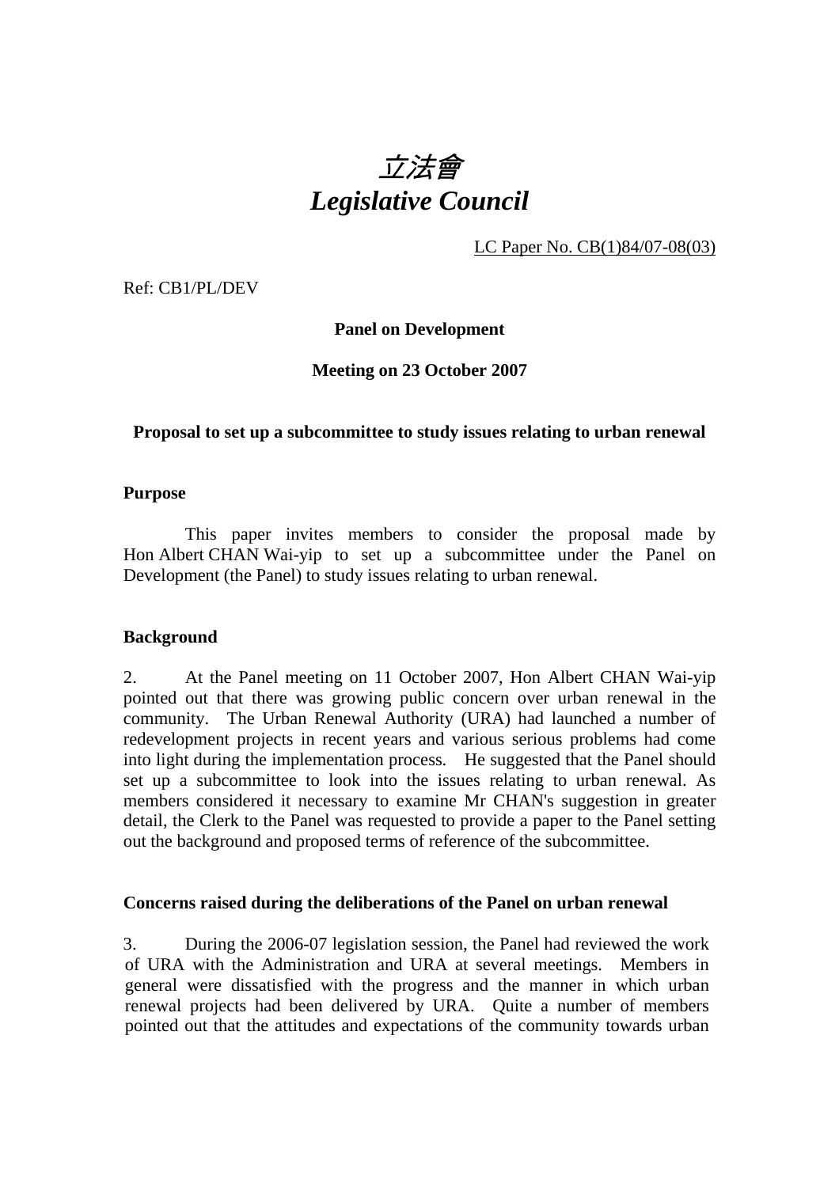# *立法會*
# *Legislative Council*

LC Paper No. CB(1)84/07-08(03)

Ref: CB1/PL/DEV

**Panel on Development**

**Meeting on 23 October 2007**

**Proposal to set up a subcommittee to study issues relating to urban renewal**

**Purpose**

This paper invites members to consider the proposal made by Hon Albert CHAN Wai-yip to set up a subcommittee under the Panel on Development (the Panel) to study issues relating to urban renewal.

**Background**

2. At the Panel meeting on 11 October 2007, Hon Albert CHAN Wai-yip pointed out that there was growing public concern over urban renewal in the community. The Urban Renewal Authority (URA) had launched a number of redevelopment projects in recent years and various serious problems had come into light during the implementation process. He suggested that the Panel should set up a subcommittee to look into the issues relating to urban renewal. As members considered it necessary to examine Mr CHAN's suggestion in greater detail, the Clerk to the Panel was requested to provide a paper to the Panel setting out the background and proposed terms of reference of the subcommittee.

**Concerns raised during the deliberations of the Panel on urban renewal**

3. During the 2006-07 legislation session, the Panel had reviewed the work of URA with the Administration and URA at several meetings. Members in general were dissatisfied with the progress and the manner in which urban renewal projects had been delivered by URA. Quite a number of members pointed out that the attitudes and expectations of the community towards urban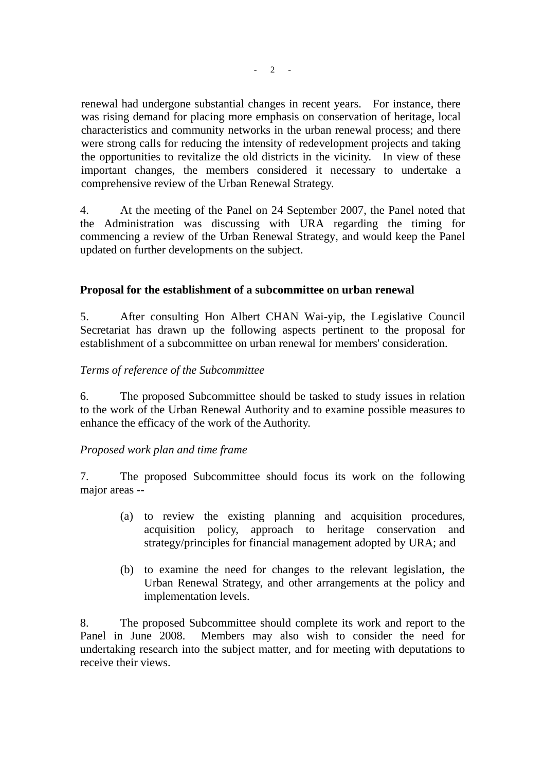renewal had undergone substantial changes in recent years. For instance, there was rising demand for placing more emphasis on conservation of heritage, local characteristics and community networks in the urban renewal process; and there were strong calls for reducing the intensity of redevelopment projects and taking the opportunities to revitalize the old districts in the vicinity. In view of these important changes, the members considered it necessary to undertake a comprehensive review of the Urban Renewal Strategy.

4. At the meeting of the Panel on 24 September 2007, the Panel noted that the Administration was discussing with URA regarding the timing for commencing a review of the Urban Renewal Strategy, and would keep the Panel updated on further developments on the subject.

**Proposal for the establishment of a subcommittee on urban renewal**

5. After consulting Hon Albert CHAN Wai-yip, the Legislative Council Secretariat has drawn up the following aspects pertinent to the proposal for establishment of a subcommittee on urban renewal for members' consideration.

*Terms of reference of the Subcommittee*

6. The proposed Subcommittee should be tasked to study issues in relation to the work of the Urban Renewal Authority and to examine possible measures to enhance the efficacy of the work of the Authority.

*Proposed work plan and time frame*

7. The proposed Subcommittee should focus its work on the following major areas --

(a) to review the existing planning and acquisition procedures, acquisition policy, approach to heritage conservation and strategy/principles for financial management adopted by URA; and

(b) to examine the need for changes to the relevant legislation, the Urban Renewal Strategy, and other arrangements at the policy and implementation levels.

8. The proposed Subcommittee should complete its work and report to the Panel in June 2008. Members may also wish to consider the need for undertaking research into the subject matter, and for meeting with deputations to receive their views.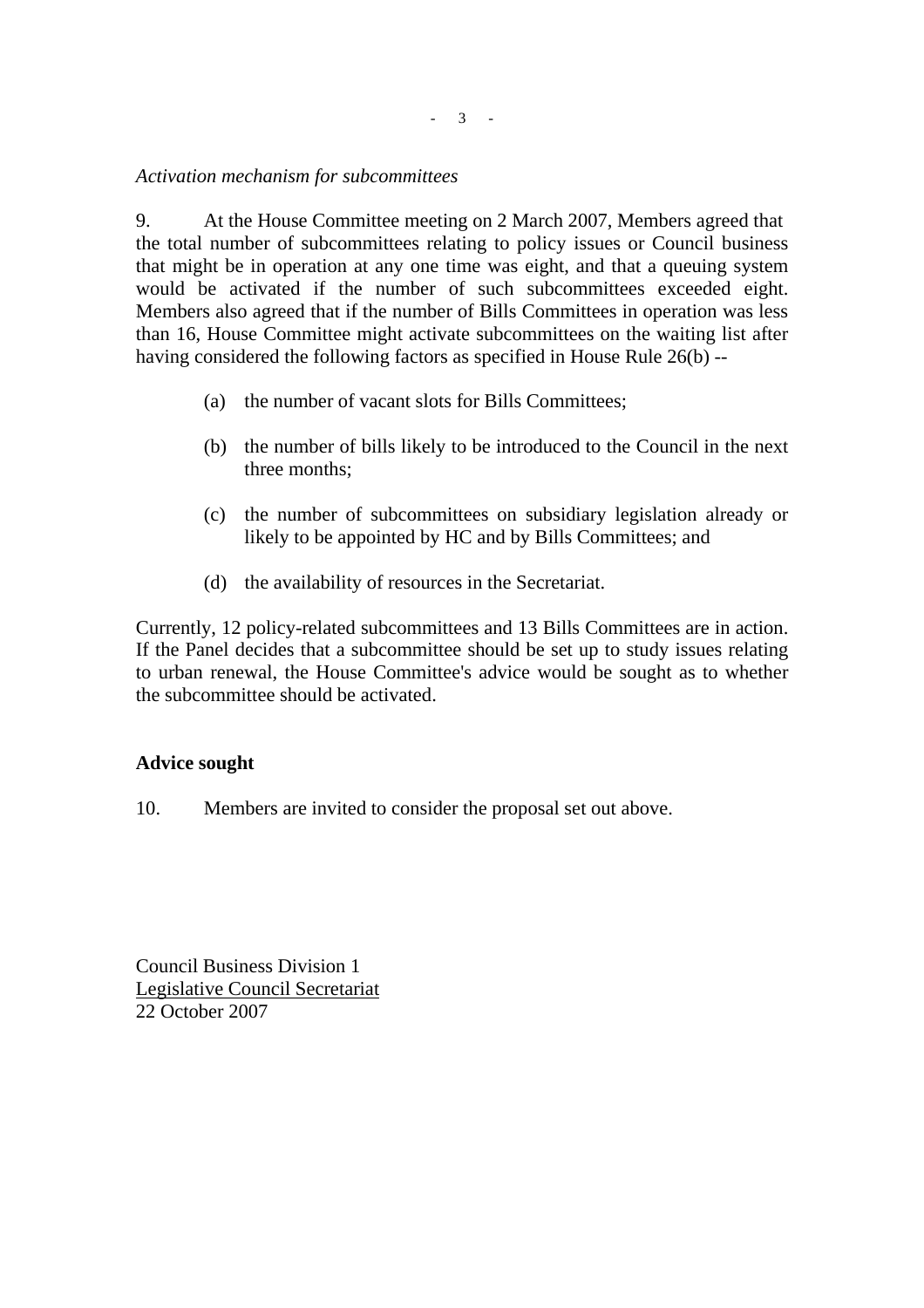*Activation mechanism for subcommittees*

9. At the House Committee meeting on 2 March 2007, Members agreed that the total number of subcommittees relating to policy issues or Council business that might be in operation at any one time was eight, and that a queuing system would be activated if the number of such subcommittees exceeded eight. Members also agreed that if the number of Bills Committees in operation was less than 16, House Committee might activate subcommittees on the waiting list after having considered the following factors as specified in House Rule 26(b) --

(a) the number of vacant slots for Bills Committees;

(b) the number of bills likely to be introduced to the Council in the next three months;

(c) the number of subcommittees on subsidiary legislation already or likely to be appointed by HC and by Bills Committees; and

(d) the availability of resources in the Secretariat.

Currently, 12 policy-related subcommittees and 13 Bills Committees are in action. If the Panel decides that a subcommittee should be set up to study issues relating to urban renewal, the House Committee's advice would be sought as to whether the subcommittee should be activated.

**Advice sought**

10. Members are invited to consider the proposal set out above.

Council Business Division 1
Legislative Council Secretariat
22 October 2007